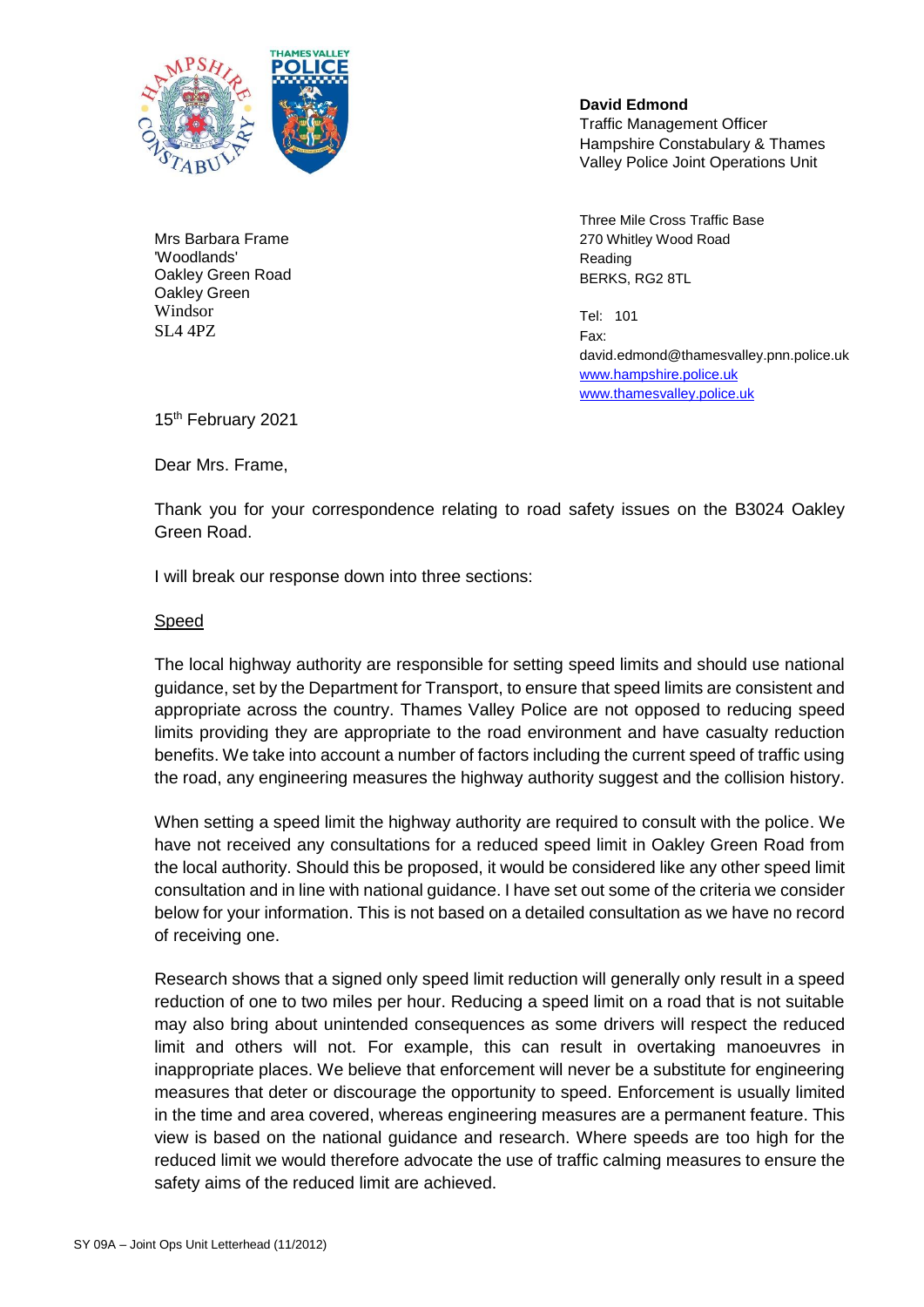**David Edmond**
Traffic Management Officer
Hampshire Constabulary & Thames Valley Police Joint Operations Unit

Three Mile Cross Traffic Base
270 Whitley Wood Road
Reading
BERKS, RG2 8TL

Tel: 101
Fax:
david.edmond@thamesvalley.pnn.police.uk
www.hampshire.police.uk
www.thamesvalley.police.uk

Mrs Barbara Frame
'Woodlands'
Oakley Green Road
Oakley Green
Windsor
SL4 4PZ

15th February 2021

Dear Mrs. Frame,

Thank you for your correspondence relating to road safety issues on the B3024 Oakley Green Road.

I will break our response down into three sections:

Speed

The local highway authority are responsible for setting speed limits and should use national guidance, set by the Department for Transport, to ensure that speed limits are consistent and appropriate across the country. Thames Valley Police are not opposed to reducing speed limits providing they are appropriate to the road environment and have casualty reduction benefits. We take into account a number of factors including the current speed of traffic using the road, any engineering measures the highway authority suggest and the collision history.

When setting a speed limit the highway authority are required to consult with the police. We have not received any consultations for a reduced speed limit in Oakley Green Road from the local authority. Should this be proposed, it would be considered like any other speed limit consultation and in line with national guidance. I have set out some of the criteria we consider below for your information. This is not based on a detailed consultation as we have no record of receiving one.

Research shows that a signed only speed limit reduction will generally only result in a speed reduction of one to two miles per hour. Reducing a speed limit on a road that is not suitable may also bring about unintended consequences as some drivers will respect the reduced limit and others will not. For example, this can result in overtaking manoeuvres in inappropriate places. We believe that enforcement will never be a substitute for engineering measures that deter or discourage the opportunity to speed. Enforcement is usually limited in the time and area covered, whereas engineering measures are a permanent feature. This view is based on the national guidance and research. Where speeds are too high for the reduced limit we would therefore advocate the use of traffic calming measures to ensure the safety aims of the reduced limit are achieved.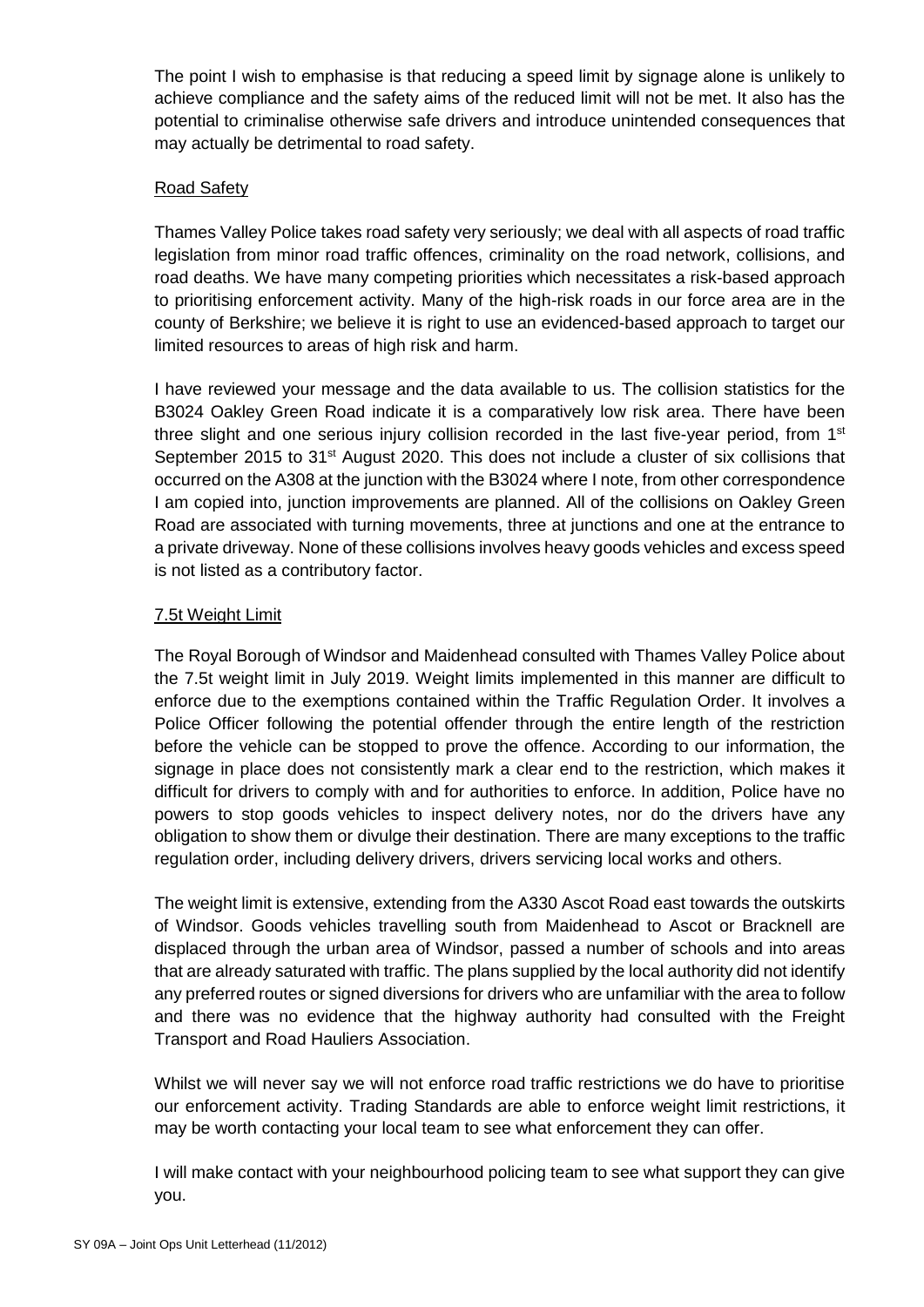The point I wish to emphasise is that reducing a speed limit by signage alone is unlikely to achieve compliance and the safety aims of the reduced limit will not be met. It also has the potential to criminalise otherwise safe drivers and introduce unintended consequences that may actually be detrimental to road safety.

## Road Safety

Thames Valley Police takes road safety very seriously; we deal with all aspects of road traffic legislation from minor road traffic offences, criminality on the road network, collisions, and road deaths. We have many competing priorities which necessitates a risk-based approach to prioritising enforcement activity. Many of the high-risk roads in our force area are in the county of Berkshire; we believe it is right to use an evidenced-based approach to target our limited resources to areas of high risk and harm.

I have reviewed your message and the data available to us. The collision statistics for the B3024 Oakley Green Road indicate it is a comparatively low risk area. There have been three slight and one serious injury collision recorded in the last five-year period, from 1st September 2015 to 31st August 2020. This does not include a cluster of six collisions that occurred on the A308 at the junction with the B3024 where I note, from other correspondence I am copied into, junction improvements are planned. All of the collisions on Oakley Green Road are associated with turning movements, three at junctions and one at the entrance to a private driveway. None of these collisions involves heavy goods vehicles and excess speed is not listed as a contributory factor.

## 7.5t Weight Limit

The Royal Borough of Windsor and Maidenhead consulted with Thames Valley Police about the 7.5t weight limit in July 2019. Weight limits implemented in this manner are difficult to enforce due to the exemptions contained within the Traffic Regulation Order. It involves a Police Officer following the potential offender through the entire length of the restriction before the vehicle can be stopped to prove the offence. According to our information, the signage in place does not consistently mark a clear end to the restriction, which makes it difficult for drivers to comply with and for authorities to enforce. In addition, Police have no powers to stop goods vehicles to inspect delivery notes, nor do the drivers have any obligation to show them or divulge their destination. There are many exceptions to the traffic regulation order, including delivery drivers, drivers servicing local works and others.

The weight limit is extensive, extending from the A330 Ascot Road east towards the outskirts of Windsor. Goods vehicles travelling south from Maidenhead to Ascot or Bracknell are displaced through the urban area of Windsor, passed a number of schools and into areas that are already saturated with traffic. The plans supplied by the local authority did not identify any preferred routes or signed diversions for drivers who are unfamiliar with the area to follow and there was no evidence that the highway authority had consulted with the Freight Transport and Road Hauliers Association.

Whilst we will never say we will not enforce road traffic restrictions we do have to prioritise our enforcement activity. Trading Standards are able to enforce weight limit restrictions, it may be worth contacting your local team to see what enforcement they can offer.

I will make contact with your neighbourhood policing team to see what support they can give you.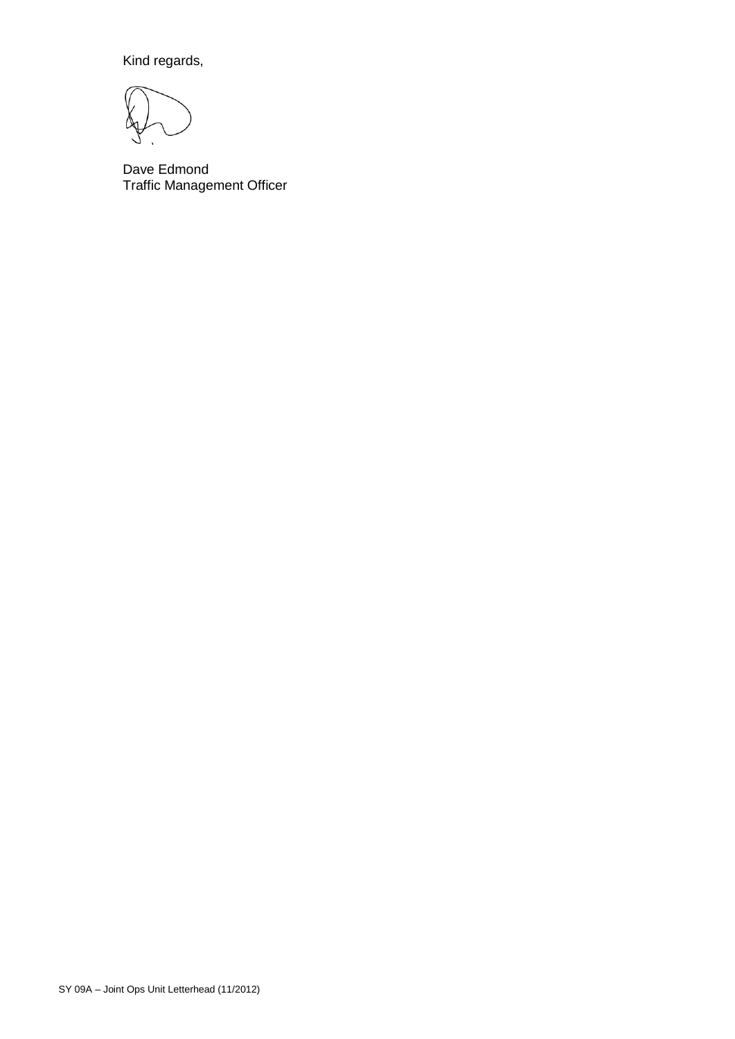Kind regards,

Dave Edmond
Traffic Management Officer